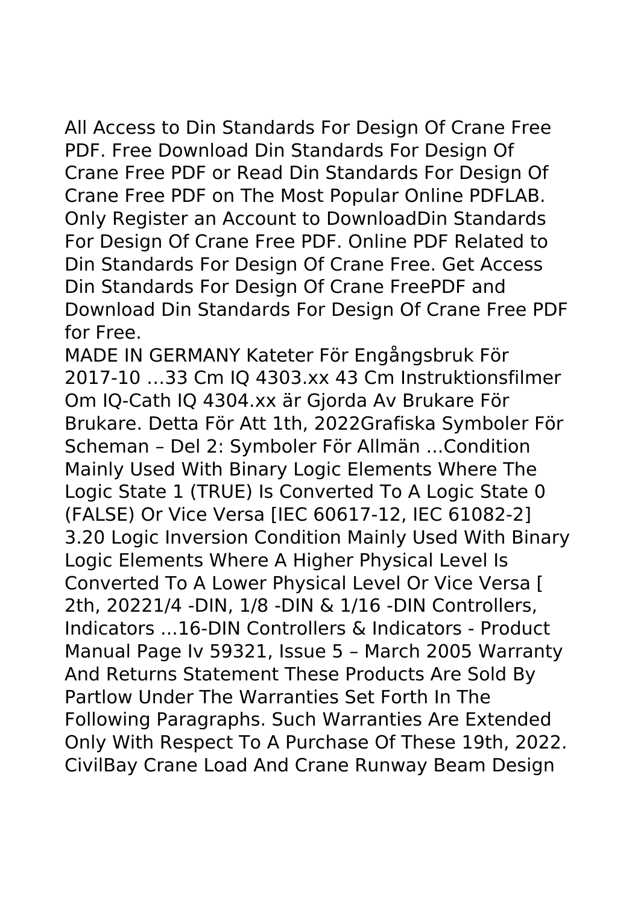All Access to Din Standards For Design Of Crane Free PDF. Free Download Din Standards For Design Of Crane Free PDF or Read Din Standards For Design Of Crane Free PDF on The Most Popular Online PDFLAB. Only Register an Account to DownloadDin Standards For Design Of Crane Free PDF. Online PDF Related to Din Standards For Design Of Crane Free. Get Access Din Standards For Design Of Crane FreePDF and Download Din Standards For Design Of Crane Free PDF for Free.

MADE IN GERMANY Kateter För Engångsbruk För 2017-10 …33 Cm IQ 4303.xx 43 Cm Instruktionsfilmer Om IQ-Cath IQ 4304.xx är Gjorda Av Brukare För Brukare. Detta För Att 1th, 2022Grafiska Symboler För Scheman – Del 2: Symboler För Allmän ...Condition Mainly Used With Binary Logic Elements Where The Logic State 1 (TRUE) Is Converted To A Logic State 0 (FALSE) Or Vice Versa [IEC 60617-12, IEC 61082-2] 3.20 Logic Inversion Condition Mainly Used With Binary Logic Elements Where A Higher Physical Level Is Converted To A Lower Physical Level Or Vice Versa [ 2th, 20221/4 -DIN, 1/8 -DIN & 1/16 -DIN Controllers, Indicators ...16-DIN Controllers & Indicators - Product Manual Page Iv 59321, Issue 5 – March 2005 Warranty And Returns Statement These Products Are Sold By Partlow Under The Warranties Set Forth In The Following Paragraphs. Such Warranties Are Extended Only With Respect To A Purchase Of These 19th, 2022. CivilBay Crane Load And Crane Runway Beam Design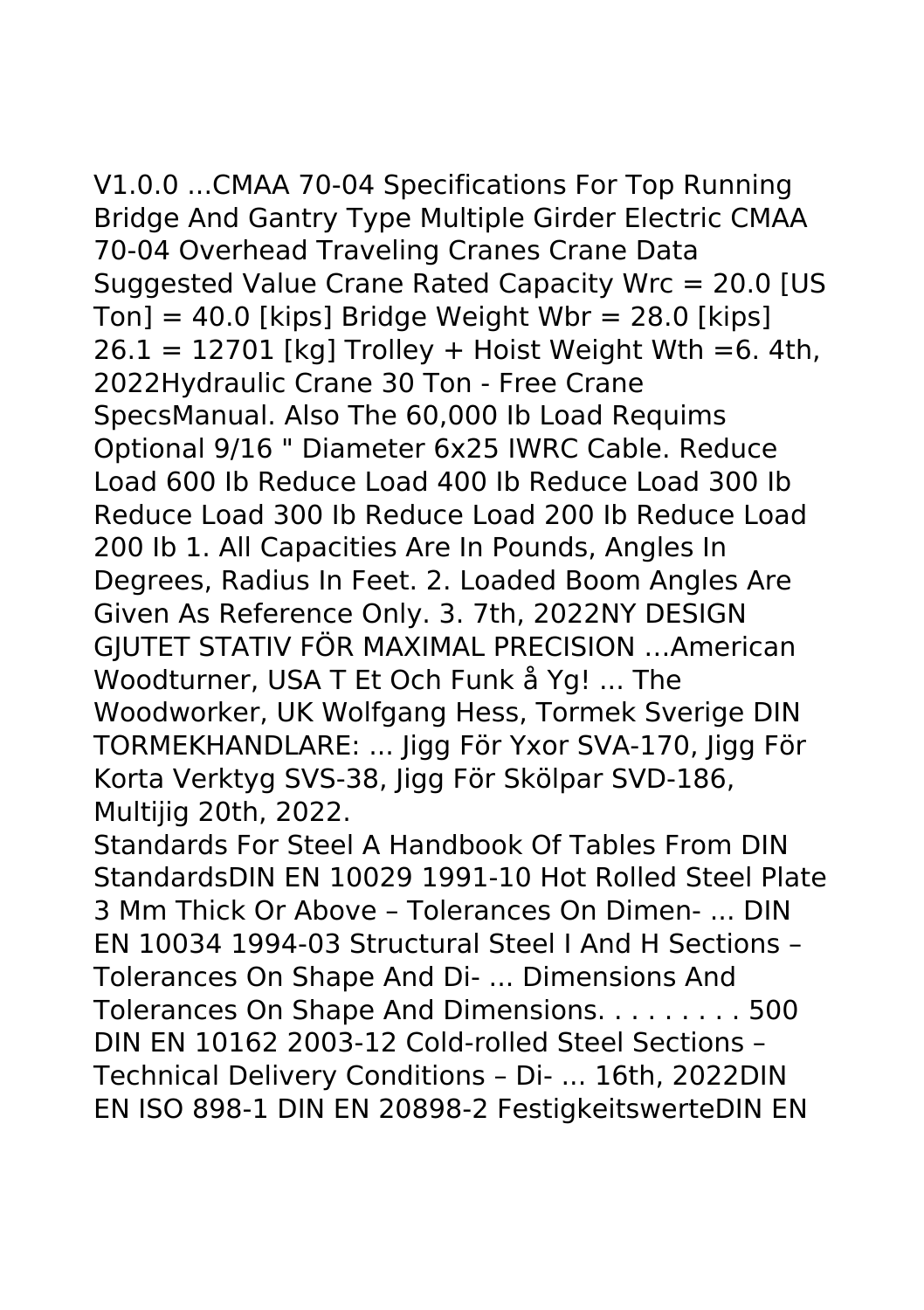V1.0.0 ...CMAA 70-04 Specifications For Top Running Bridge And Gantry Type Multiple Girder Electric CMAA 70-04 Overhead Traveling Cranes Crane Data Suggested Value Crane Rated Capacity Wrc = 20.0 [US Ton] = 40.0 [kips] Bridge Weight Wbr = 28.0 [kips] 26.1 = 12701 [kg] Trolley + Hoist Weight Wth =6. 4th, 2022Hydraulic Crane 30 Ton - Free Crane SpecsManual. Also The 60,000 Ib Load Requims Optional 9/16 " Diameter 6x25 IWRC Cable. Reduce Load 600 Ib Reduce Load 400 Ib Reduce Load 300 Ib Reduce Load 300 Ib Reduce Load 200 Ib Reduce Load 200 Ib 1. All Capacities Are In Pounds, Angles In Degrees, Radius In Feet. 2. Loaded Boom Angles Are Given As Reference Only. 3. 7th, 2022NY DESIGN GJUTET STATIV FÖR MAXIMAL PRECISION …American Woodturner, USA T Et Och Funk å Yg! ... The Woodworker, UK Wolfgang Hess, Tormek Sverige DIN TORMEKHANDLARE: ... Jigg För Yxor SVA-170, Jigg För Korta Verktyg SVS-38, Jigg För Skölpar SVD-186, Multijig 20th, 2022.

Standards For Steel A Handbook Of Tables From DIN StandardsDIN EN 10029 1991-10 Hot Rolled Steel Plate 3 Mm Thick Or Above – Tolerances On Dimen- ... DIN EN 10034 1994-03 Structural Steel I And H Sections – Tolerances On Shape And Di- ... Dimensions And Tolerances On Shape And Dimensions. . . . . . . . . 500 DIN EN 10162 2003-12 Cold-rolled Steel Sections – Technical Delivery Conditions – Di- ... 16th, 2022DIN EN ISO 898-1 DIN EN 20898-2 FestigkeitswerteDIN EN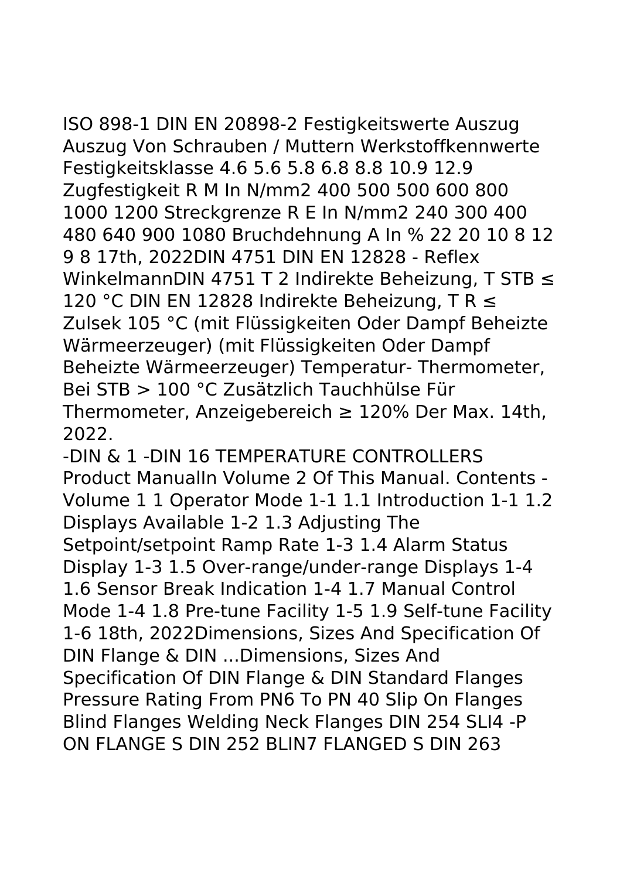ISO 898-1 DIN EN 20898-2 Festigkeitswerte Auszug Auszug Von Schrauben / Muttern Werkstoffkennwerte Festigkeitsklasse 4.6 5.6 5.8 6.8 8.8 10.9 12.9 Zugfestigkeit R M In N/mm2 400 500 500 600 800 1000 1200 Streckgrenze R E In N/mm2 240 300 400 480 640 900 1080 Bruchdehnung A In % 22 20 10 8 12 9 8 17th, 2022DIN 4751 DIN EN 12828 - Reflex WinkelmannDIN 4751 T 2 Indirekte Beheizung, T STB ≤ 120 °C DIN EN 12828 Indirekte Beheizung, T R ≤ Zulsek 105 °C (mit Flüssigkeiten Oder Dampf Beheizte Wärmeerzeuger) (mit Flüssigkeiten Oder Dampf Beheizte Wärmeerzeuger) Temperatur- Thermometer, Bei STB > 100 °C Zusätzlich Tauchhülse Für Thermometer, Anzeigebereich ≥ 120% Der Max. 14th, 2022.

-DIN & 1 -DIN 16 TEMPERATURE CONTROLLERS Product ManualIn Volume 2 Of This Manual. Contents - Volume 1 1 Operator Mode 1-1 1.1 Introduction 1-1 1.2 Displays Available 1-2 1.3 Adjusting The Setpoint/setpoint Ramp Rate 1-3 1.4 Alarm Status Display 1-3 1.5 Over-range/under-range Displays 1-4 1.6 Sensor Break Indication 1-4 1.7 Manual Control Mode 1-4 1.8 Pre-tune Facility 1-5 1.9 Self-tune Facility 1-6 18th, 2022Dimensions, Sizes And Specification Of DIN Flange & DIN ...Dimensions, Sizes And Specification Of DIN Flange & DIN Standard Flanges Pressure Rating From PN6 To PN 40 Slip On Flanges Blind Flanges Welding Neck Flanges DIN 254 SLI4 -P ON FLANGE S DIN 252 BLIN7 FLANGED S DIN 263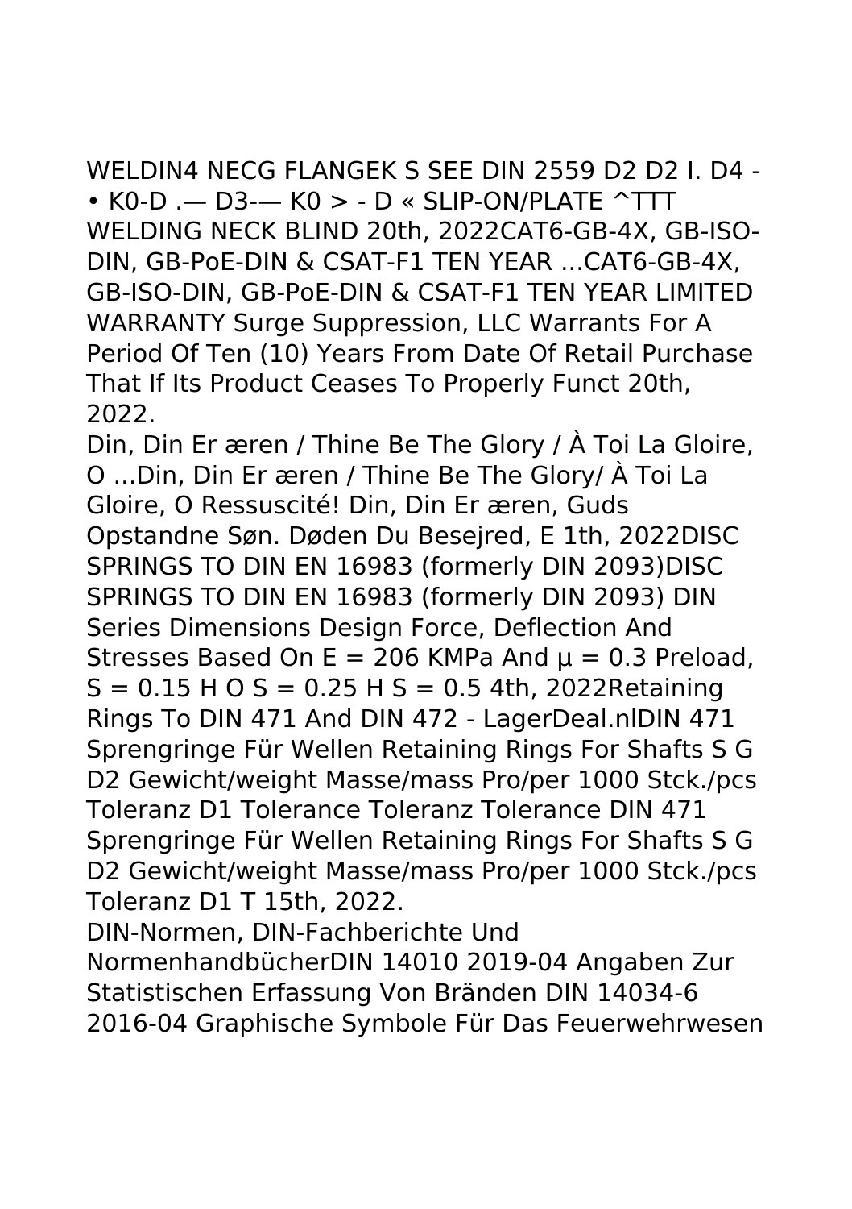WELDIN4 NECG FLANGEK S SEE DIN 2559 D2 D2 I. D4 - • K0-D .— D3-— K0 > - D « SLIP-ON/PLATE ^TTT WELDING NECK BLIND 20th, 2022CAT6-GB-4X, GB-ISO-DIN, GB-PoE-DIN & CSAT-F1 TEN YEAR ...CAT6-GB-4X, GB-ISO-DIN, GB-PoE-DIN & CSAT-F1 TEN YEAR LIMITED WARRANTY Surge Suppression, LLC Warrants For A Period Of Ten (10) Years From Date Of Retail Purchase That If Its Product Ceases To Properly Funct 20th, 2022.

Din, Din Er æren / Thine Be The Glory / À Toi La Gloire, O ...Din, Din Er æren / Thine Be The Glory/ À Toi La Gloire, O Ressuscité! Din, Din Er æren, Guds Opstandne Søn. Døden Du Besejred, E 1th, 2022DISC SPRINGS TO DIN EN 16983 (formerly DIN 2093)DISC SPRINGS TO DIN EN 16983 (formerly DIN 2093) DIN Series Dimensions Design Force, Deflection And Stresses Based On E = 206 KMPa And μ = 0.3 Preload, S = 0.15 H O S = 0.25 H S = 0.5 4th, 2022Retaining Rings To DIN 471 And DIN 472 - LagerDeal.nlDIN 471 Sprengringe Für Wellen Retaining Rings For Shafts S G D2 Gewicht/weight Masse/mass Pro/per 1000 Stck./pcs Toleranz D1 Tolerance Toleranz Tolerance DIN 471 Sprengringe Für Wellen Retaining Rings For Shafts S G D2 Gewicht/weight Masse/mass Pro/per 1000 Stck./pcs Toleranz D1 T 15th, 2022.

DIN-Normen, DIN-Fachberichte Und NormenhandbücherDIN 14010 2019-04 Angaben Zur Statistischen Erfassung Von Bränden DIN 14034-6 2016-04 Graphische Symbole Für Das Feuerwehrwesen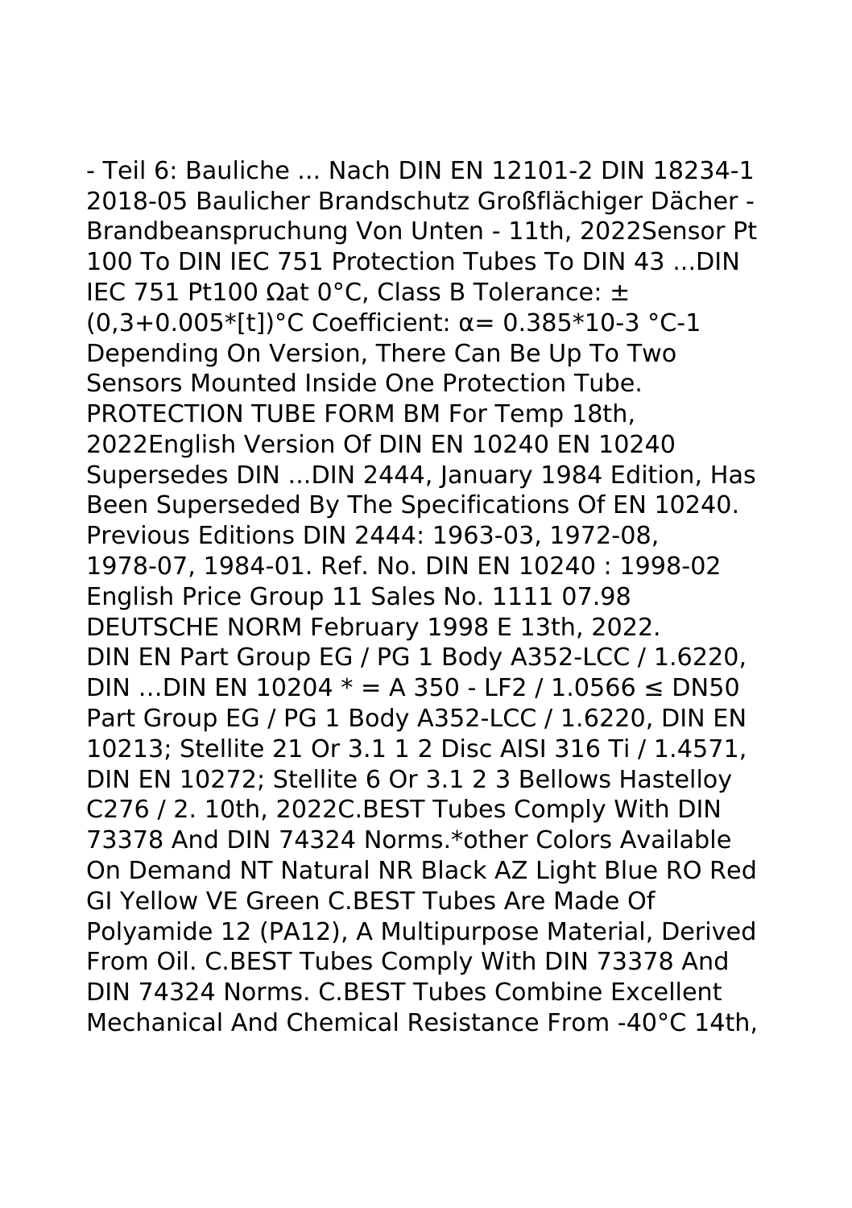- Teil 6: Bauliche ... Nach DIN EN 12101-2 DIN 18234-1 2018-05 Baulicher Brandschutz Großflächiger Dächer - Brandbeanspruchung Von Unten - 11th, 2022Sensor Pt 100 To DIN IEC 751 Protection Tubes To DIN 43 ...DIN IEC 751 Pt100 Ωat 0°C, Class B Tolerance: ±(0,3+0.005*[t])°C Coefficient: α= 0.385*10-3 °C-1 Depending On Version, There Can Be Up To Two Sensors Mounted Inside One Protection Tube. PROTECTION TUBE FORM BM For Temp 18th, 2022English Version Of DIN EN 10240 EN 10240 Supersedes DIN ...DIN 2444, January 1984 Edition, Has Been Superseded By The Specifications Of EN 10240. Previous Editions DIN 2444: 1963-03, 1972-08, 1978-07, 1984-01. Ref. No. DIN EN 10240 : 1998-02 English Price Group 11 Sales No. 1111 07.98 DEUTSCHE NORM February 1998 E 13th, 2022.
DIN EN Part Group EG / PG 1 Body A352-LCC / 1.6220, DIN ...DIN EN 10204 * = A 350 - LF2 / 1.0566 ≤ DN50 Part Group EG / PG 1 Body A352-LCC / 1.6220, DIN EN 10213; Stellite 21 Or 3.1 1 2 Disc AISI 316 Ti / 1.4571, DIN EN 10272; Stellite 6 Or 3.1 2 3 Bellows Hastelloy C276 / 2. 10th, 2022C.BEST Tubes Comply With DIN 73378 And DIN 74324 Norms.*other Colors Available On Demand NT Natural NR Black AZ Light Blue RO Red GI Yellow VE Green C.BEST Tubes Are Made Of Polyamide 12 (PA12), A Multipurpose Material, Derived From Oil. C.BEST Tubes Comply With DIN 73378 And DIN 74324 Norms. C.BEST Tubes Combine Excellent Mechanical And Chemical Resistance From -40°C 14th,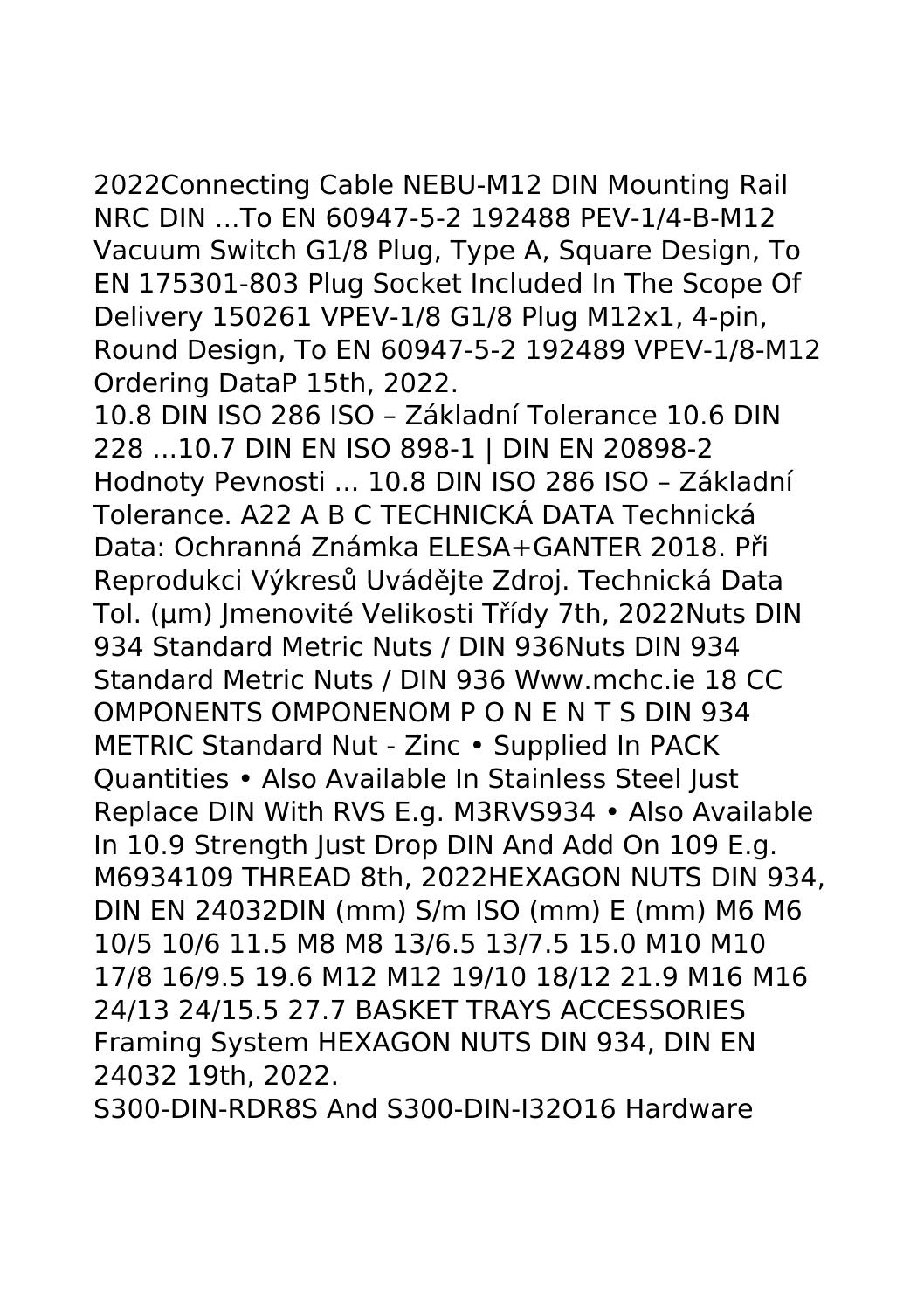2022Connecting Cable NEBU-M12 DIN Mounting Rail NRC DIN ...To EN 60947-5-2 192488 PEV-1/4-B-M12 Vacuum Switch G1/8 Plug, Type A, Square Design, To EN 175301-803 Plug Socket Included In The Scope Of Delivery 150261 VPEV-1/8 G1/8 Plug M12x1, 4-pin, Round Design, To EN 60947-5-2 192489 VPEV-1/8-M12 Ordering DataP 15th, 2022.

10.8 DIN ISO 286 ISO – Základní Tolerance 10.6 DIN 228 ...10.7 DIN EN ISO 898-1 | DIN EN 20898-2 Hodnoty Pevnosti ... 10.8 DIN ISO 286 ISO – Základní Tolerance. A22 A B C TECHNICKÁ DATA Technická Data: Ochranná Známka ELESA+GANTER 2018. Při Reprodukci Výkresů Uvádějte Zdroj. Technická Data Tol. (µm) Jmenovité Velikosti Třídy 7th, 2022Nuts DIN 934 Standard Metric Nuts / DIN 936Nuts DIN 934 Standard Metric Nuts / DIN 936 Www.mchc.ie 18 CC OMPONENTS OMPONENOM P O N E N T S DIN 934 METRIC Standard Nut - Zinc • Supplied In PACK Quantities • Also Available In Stainless Steel Just Replace DIN With RVS E.g. M3RVS934 • Also Available In 10.9 Strength Just Drop DIN And Add On 109 E.g. M6934109 THREAD 8th, 2022HEXAGON NUTS DIN 934, DIN EN 24032DIN (mm) S/m ISO (mm) E (mm) M6 M6 10/5 10/6 11.5 M8 M8 13/6.5 13/7.5 15.0 M10 M10 17/8 16/9.5 19.6 M12 M12 19/10 18/12 21.9 M16 M16 24/13 24/15.5 27.7 BASKET TRAYS ACCESSORIES Framing System HEXAGON NUTS DIN 934, DIN EN 24032 19th, 2022.

S300-DIN-RDR8S And S300-DIN-I32O16 Hardware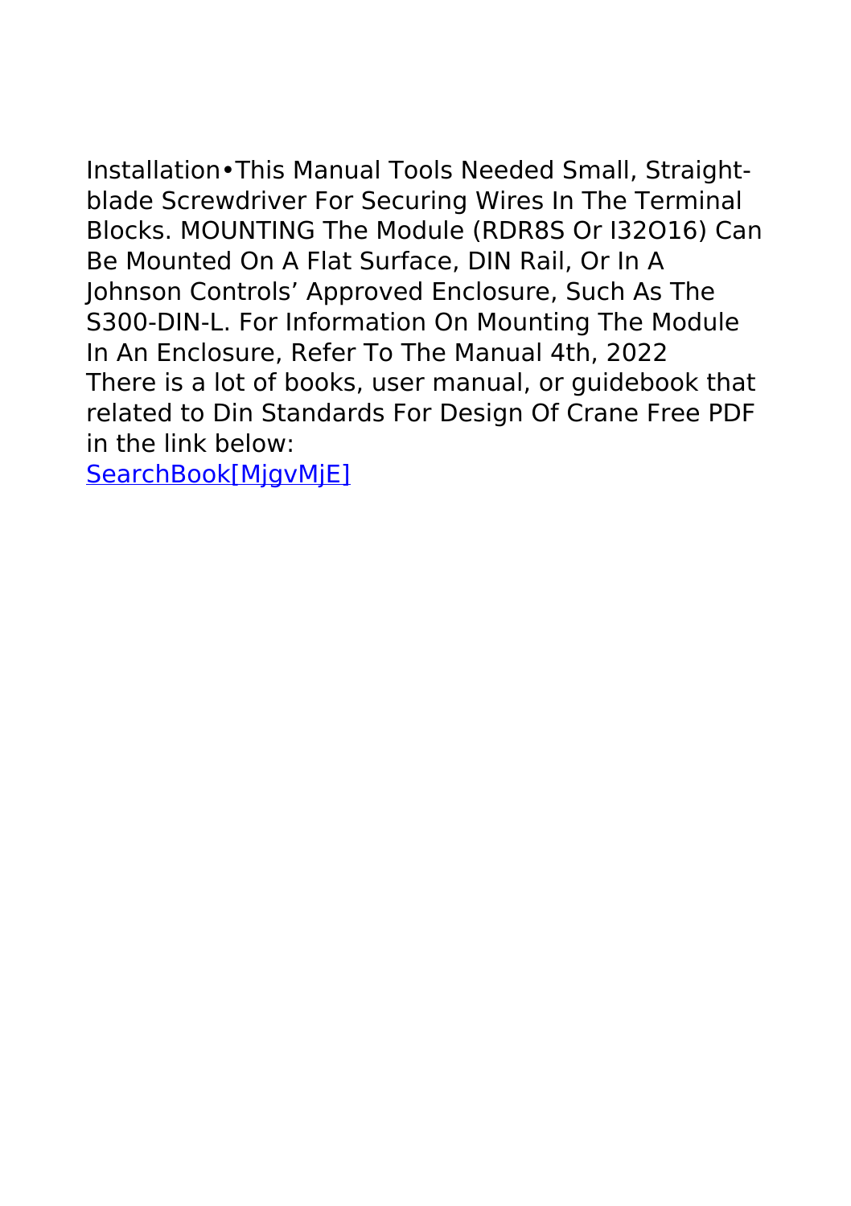Installation•This Manual Tools Needed Small, Straight-blade Screwdriver For Securing Wires In The Terminal Blocks. MOUNTING The Module (RDR8S Or I32O16) Can Be Mounted On A Flat Surface, DIN Rail, Or In A Johnson Controls' Approved Enclosure, Such As The S300-DIN-L. For Information On Mounting The Module In An Enclosure, Refer To The Manual 4th, 2022

There is a lot of books, user manual, or guidebook that related to Din Standards For Design Of Crane Free PDF in the link below:

SearchBook[MjgvMjE]